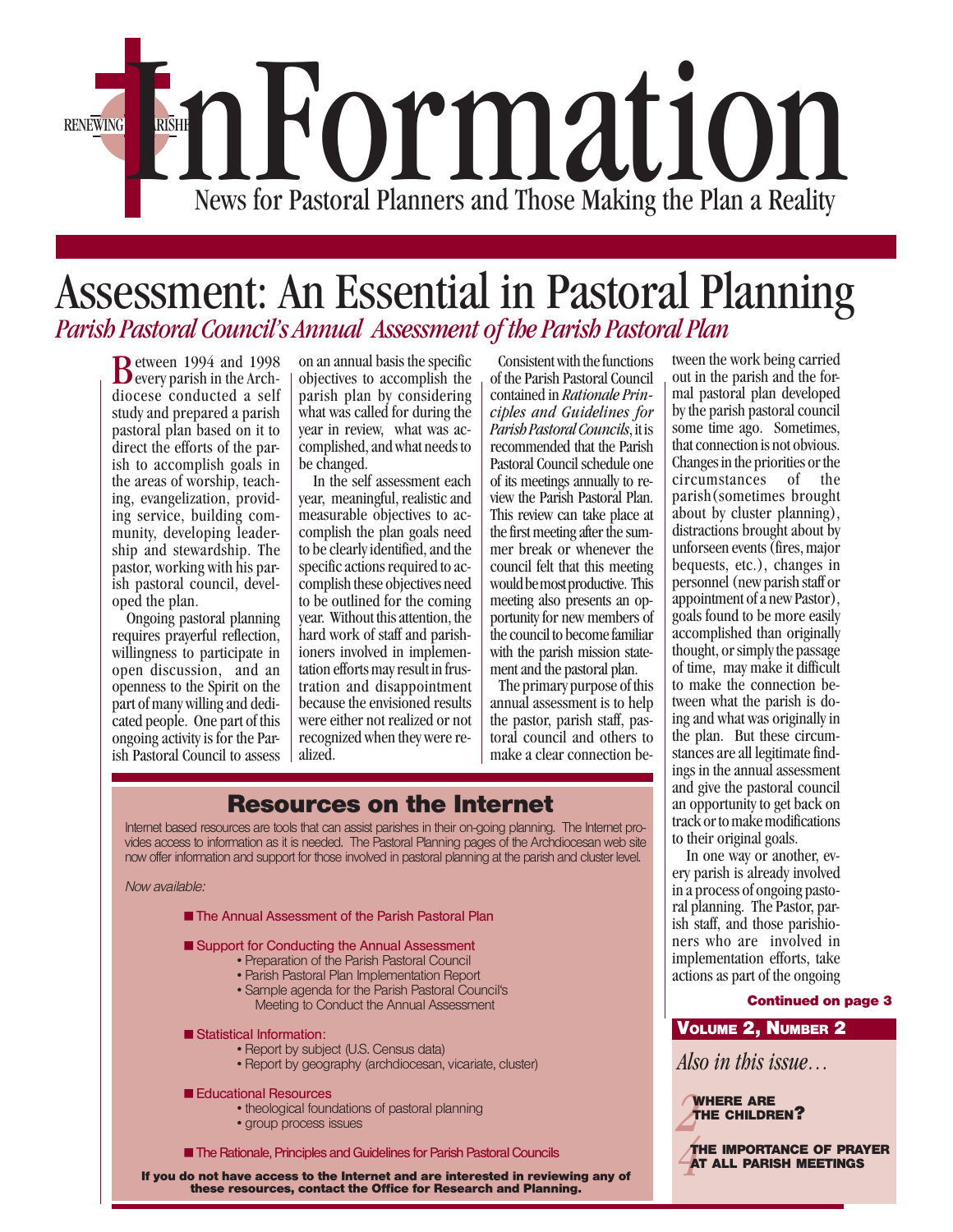# InFormation

RENEWING PARISHES

News for Pastoral Planners and Those Making the Plan a Reality

## Assessment: An Essential in Pastoral Planning

*Parish Pastoral Council's Annual Assessment of the Parish Pastoral Plan*

Between 1994 and 1998 every parish in the Archdiocese conducted a self study and prepared a parish pastoral plan based on it to direct the efforts of the parish to accomplish goals in the areas of worship, teaching, evangelization, providing service, building community, developing leadership and stewardship. The pastor, working with his parish pastoral council, developed the plan.

Ongoing pastoral planning requires prayerful reflection, willingness to participate in open discussion, and an openness to the Spirit on the part of many willing and dedicated people. One part of this ongoing activity is for the Parish Pastoral Council to assess on an annual basis the specific objectives to accomplish the parish plan by considering what was called for during the year in review, what was accomplished, and what needs to be changed.

In the self assessment each year, meaningful, realistic and measurable objectives to accomplish the plan goals need to be clearly identified, and the specific actions required to accomplish these objectives need to be outlined for the coming year. Without this attention, the hard work of staff and parishioners involved in implementation efforts may result in frustration and disappointment because the envisioned results were either not realized or not recognized when they were realized.

Consistent with the functions of the Parish Pastoral Council contained in *Rationale Principles and Guidelines for Parish Pastoral Councils*, it is recommended that the Parish Pastoral Council schedule one of its meetings annually to review the Parish Pastoral Plan. This review can take place at the first meeting after the summer break or whenever the council felt that this meeting would be most productive. This meeting also presents an opportunity for new members of the council to become familiar with the parish mission statement and the pastoral plan.

The primary purpose of this annual assessment is to help the pastor, parish staff, pastoral council and others to make a clear connection between the work being carried out in the parish and the formal pastoral plan developed by the parish pastoral council some time ago. Sometimes, that connection is not obvious. Changes in the priorities or the circumstances of the parish (sometimes brought about by cluster planning), distractions brought about by unforseen events (fires, major bequests, etc.), changes in personnel (new parish staff or appointment of a new Pastor), goals found to be more easily accomplished than originally thought, or simply the passage of time, may make it difficult to make the connection between what the parish is doing and what was originally in the plan. But these circumstances are all legitimate findings in the annual assessment and give the pastoral council an opportunity to get back on track or to make modifications to their original goals.

In one way or another, every parish is already involved in a process of ongoing pastoral planning. The Pastor, parish staff, and those parishioners who are involved in implementation efforts, take actions as part of the ongoing

**Continued on page 3**

### Resources on the Internet

Internet based resources are tools that can assist parishes in their on-going planning. The Internet provides access to information as it is needed. The Pastoral Planning pages of the Archdiocesan web site now offer information and support for those involved in pastoral planning at the parish and cluster level.

*Now available:*

- The Annual Assessment of the Parish Pastoral Plan
- Support for Conducting the Annual Assessment
  - Preparation of the Parish Pastoral Council
  - Parish Pastoral Plan Implementation Report
  - Sample agenda for the Parish Pastoral Council's Meeting to Conduct the Annual Assessment
- Statistical Information:
  - Report by subject (U.S. Census data)
  - Report by geography (archdiocesan, vicariate, cluster)
- Educational Resources
  - theological foundations of pastoral planning
  - group process issues
- The Rationale, Principles and Guidelines for Parish Pastoral Councils

**If you do not have access to the Internet and are interested in reviewing any of these resources, contact the Office for Research and Planning.**

**VOLUME 2, NUMBER 2**

*Also in this issue…*

2 **WHERE ARE THE CHILDREN?**

4 **THE IMPORTANCE OF PRAYER AT ALL PARISH MEETINGS**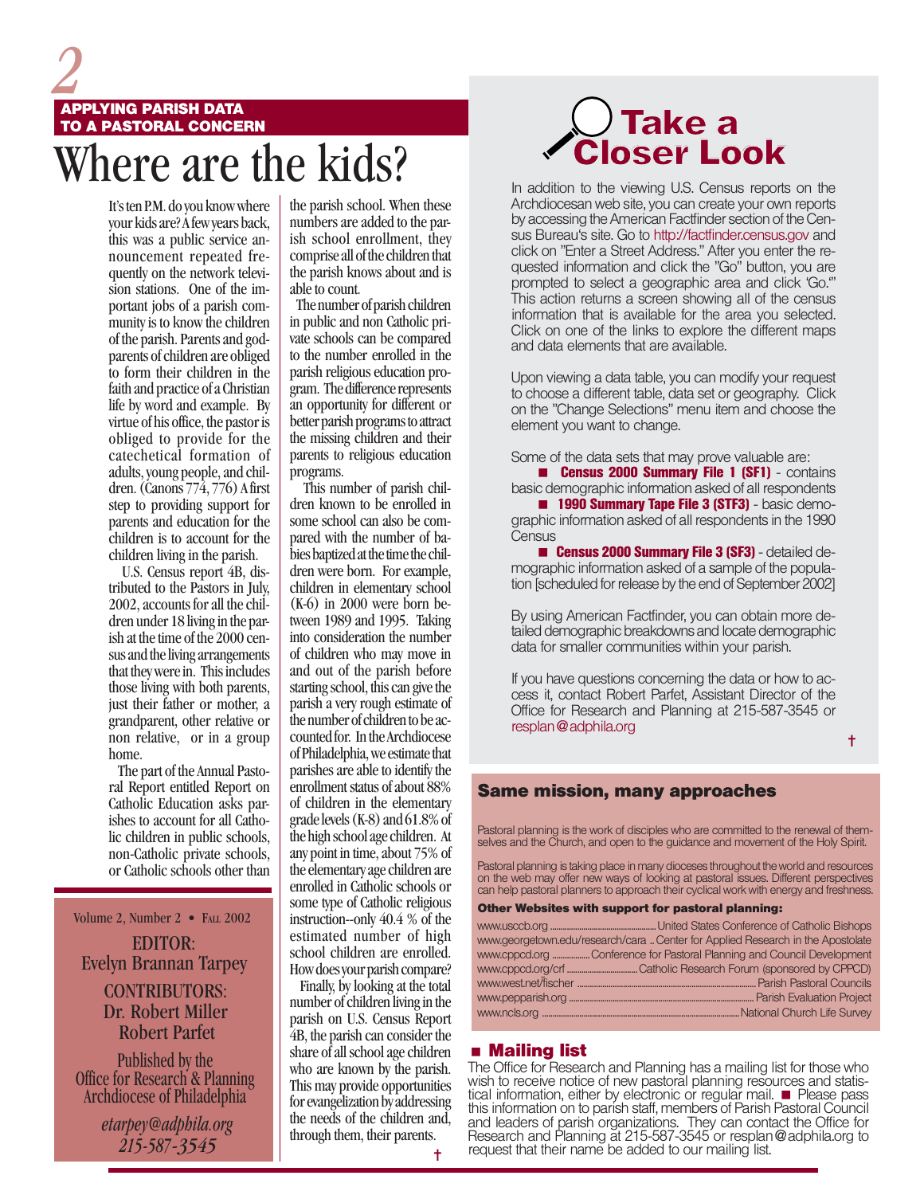APPLYING PARISH DATA TO A PASTORAL CONCERN

# Where are the kids?

It's ten P.M. do you know where your kids are? A few years back, this was a public service announcement repeated frequently on the network television stations. One of the important jobs of a parish community is to know the children of the parish. Parents and godparents of children are obliged to form their children in the faith and practice of a Christian life by word and example. By virtue of his office, the pastor is obliged to provide for the catechetical formation of adults, young people, and children. (Canons 774, 776) A first step to providing support for parents and education for the children is to account for the children living in the parish.

U.S. Census report 4B, distributed to the Pastors in July, 2002, accounts for all the children under 18 living in the parish at the time of the 2000 census and the living arrangements that they were in. This includes those living with both parents, just their father or mother, a grandparent, other relative or non relative, or in a group home.

The part of the Annual Pastoral Report entitled Report on Catholic Education asks parishes to account for all Catholic children in public schools, non-Catholic private schools, or Catholic schools other than the parish school. When these numbers are added to the parish school enrollment, they comprise all of the children that the parish knows about and is able to count.

The number of parish children in public and non Catholic private schools can be compared to the number enrolled in the parish religious education program. The difference represents an opportunity for different or better parish programs to attract the missing children and their parents to religious education programs.

This number of parish children known to be enrolled in some school can also be compared with the number of babies baptized at the time the children were born. For example, children in elementary school (K-6) in 2000 were born between 1989 and 1995. Taking into consideration the number of children who may move in and out of the parish before starting school, this can give the parish a very rough estimate of the number of children to be accounted for. In the Archdiocese of Philadelphia, we estimate that parishes are able to identify the enrollment status of about 88% of children in the elementary grade levels (K-8) and 61.8% of the high school age children. At any point in time, about 75% of the elementary age children are enrolled in Catholic schools or some type of Catholic religious instruction--only 40.4 % of the estimated number of high school children are enrolled. How does your parish compare?

Finally, by looking at the total number of children living in the parish on U.S. Census Report 4B, the parish can consider the share of all school age children who are known by the parish. This may provide opportunities for evangelization by addressing the needs of the children and, through them, their parents. †

Volume 2, Number 2 • FALL 2002

EDITOR:
Evelyn Brannan Tarpey

CONTRIBUTORS:
Dr. Robert Miller
Robert Parfet

Published by the
Office for Research & Planning
Archdiocese of Philadelphia

*etarpey@adphila.org*
*215-587-3545*

## Take a Closer Look

In addition to the viewing U.S. Census reports on the Archdiocesan web site, you can create your own reports by accessing the American Factfinder section of the Census Bureau's site. Go to http://factfinder.census.gov and click on "Enter a Street Address." After you enter the requested information and click the "Go" button, you are prompted to select a geographic area and click 'Go.'" This action returns a screen showing all of the census information that is available for the area you selected. Click on one of the links to explore the different maps and data elements that are available.

Upon viewing a data table, you can modify your request to choose a different table, data set or geography. Click on the "Change Selections" menu item and choose the element you want to change.

Some of the data sets that may prove valuable are:

- **Census 2000 Summary File 1 (SF1)** - contains basic demographic information asked of all respondents
- **1990 Summary Tape File 3 (STF3)** - basic demographic information asked of all respondents in the 1990 Census
- **Census 2000 Summary File 3 (SF3)** - detailed demographic information asked of a sample of the population [scheduled for release by the end of September 2002]

By using American Factfinder, you can obtain more detailed demographic breakdowns and locate demographic data for smaller communities within your parish.

If you have questions concerning the data or how to access it, contact Robert Parfet, Assistant Director of the Office for Research and Planning at 215-587-3545 or resplan@adphila.org

†

## Same mission, many approaches

Pastoral planning is the work of disciples who are committed to the renewal of themselves and the Church, and open to the guidance and movement of the Holy Spirit.

Pastoral planning is taking place in many dioceses throughout the world and resources on the web may offer new ways of looking at pastoral issues. Different perspectives can help pastoral planners to approach their cyclical work with energy and freshness.

**Other Websites with support for pastoral planning:**

- www.usccb.org ........ United States Conference of Catholic Bishops
- www.georgetown.edu/research/cara .. Center for Applied Research in the Apostolate
- www.cppcd.org ........ Conference for Pastoral Planning and Council Development
- www.cppcd.org/crf ........ Catholic Research Forum (sponsored by CPPCD)
- www.west.net/fischer ........ Parish Pastoral Councils
- www.pepparish.org ........ Parish Evaluation Project
- www.ncls.org ........ National Church Life Survey

## Mailing list

The Office for Research and Planning has a mailing list for those who wish to receive notice of new pastoral planning resources and statistical information, either by electronic or regular mail. ■ Please pass this information on to parish staff, members of Parish Pastoral Council and leaders of parish organizations. They can contact the Office for Research and Planning at 215-587-3545 or resplan@adphila.org to request that their name be added to our mailing list.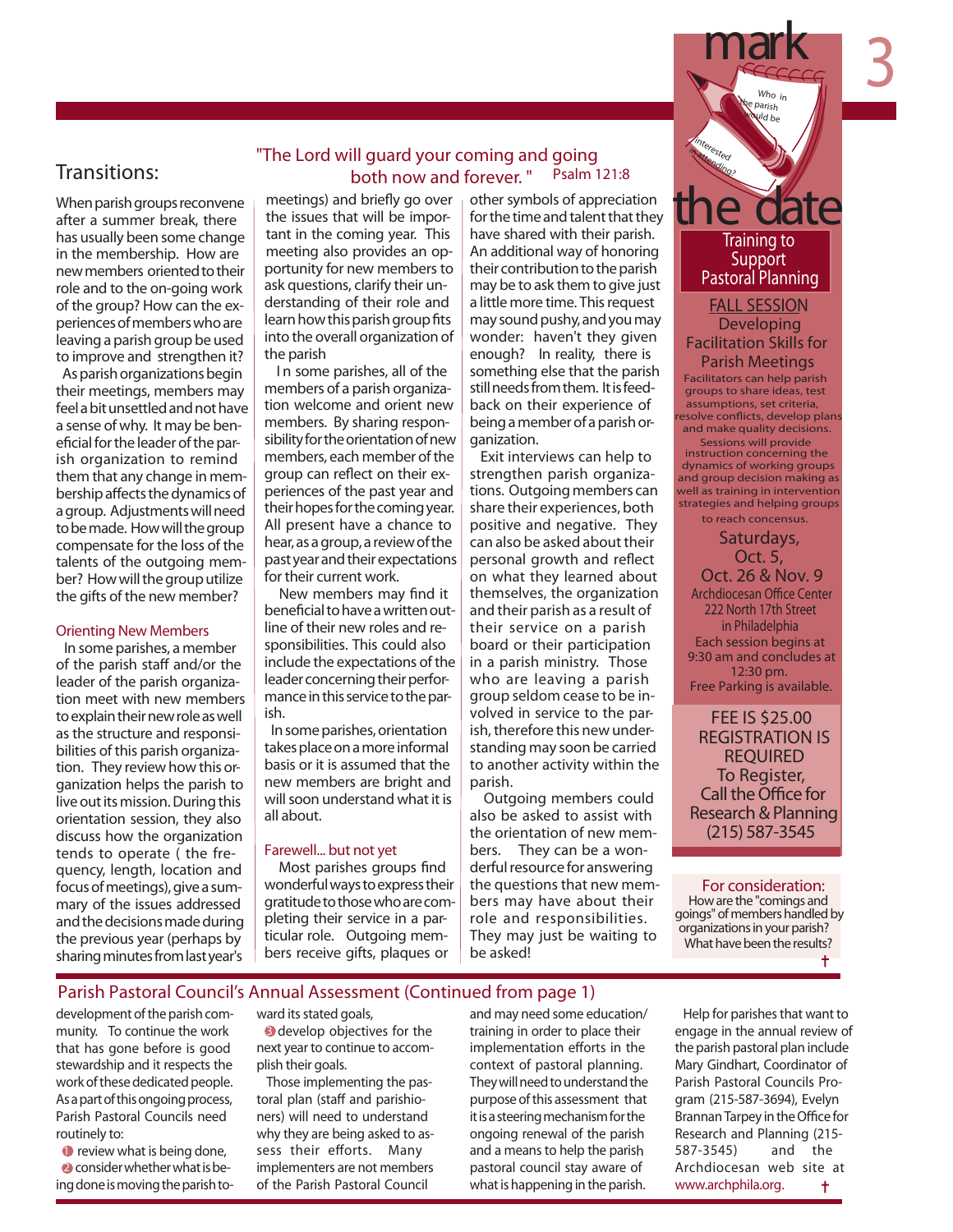## Transitions:

### "The Lord will guard your coming and going both now and forever." Psalm 121:8

When parish groups reconvene after a summer break, there has usually been some change in the membership. How are new members oriented to their role and to the on-going work of the group? How can the experiences of members who are leaving a parish group be used to improve and strengthen it?

As parish organizations begin their meetings, members may feel a bit unsettled and not have a sense of why. It may be beneficial for the leader of the parish organization to remind them that any change in membership affects the dynamics of a group. Adjustments will need to be made. How will the group compensate for the loss of the talents of the outgoing member? How will the group utilize the gifts of the new member?

#### Orienting New Members

In some parishes, a member of the parish staff and/or the leader of the parish organization meet with new members to explain their new role as well as the structure and responsibilities of this parish organization. They review how this organization helps the parish to live out its mission. During this orientation session, they also discuss how the organization tends to operate ( the frequency, length, location and focus of meetings), give a summary of the issues addressed and the decisions made during the previous year (perhaps by sharing minutes from last year's meetings) and briefly go over the issues that will be important in the coming year. This meeting also provides an opportunity for new members to ask questions, clarify their understanding of their role and learn how this parish group fits into the overall organization of the parish

In some parishes, all of the members of a parish organization welcome and orient new members. By sharing responsibility for the orientation of new members, each member of the group can reflect on their experiences of the past year and their hopes for the coming year. All present have a chance to hear, as a group, a review of the past year and their expectations for their current work.

New members may find it beneficial to have a written outline of their new roles and responsibilities. This could also include the expectations of the leader concerning their performance in this service to the parish.

In some parishes, orientation takes place on a more informal basis or it is assumed that the new members are bright and will soon understand what it is all about.

#### Farewell... but not yet

Most parishes groups find wonderful ways to express their gratitude to those who are completing their service in a particular role. Outgoing members receive gifts, plaques or other symbols of appreciation for the time and talent that they have shared with their parish. An additional way of honoring their contribution to the parish may be to ask them to give just a little more time. This request may sound pushy, and you may wonder: haven't they given enough? In reality, there is something else that the parish still needs from them. It is feedback on their experience of being a member of a parish organization.

Exit interviews can help to strengthen parish organizations. Outgoing members can share their experiences, both positive and negative. They can also be asked about their personal growth and reflect on what they learned about themselves, the organization and their parish as a result of their service on a parish board or their participation in a parish ministry. Those who are leaving a parish group seldom cease to be involved in service to the parish, therefore this new understanding may soon be carried to another activity within the parish.

Outgoing members could also be asked to assist with the orientation of new members. They can be a wonderful resource for answering the questions that new members may have about their role and responsibilities. They may just be waiting to be asked!

## mark the date

Who in the parish would be interested in attending?

### Training to Support Pastoral Planning

**FALL SESSION**

**Developing Facilitation Skills for Parish Meetings**

Facilitators can help parish groups to share ideas, test assumptions, set criteria, resolve conflicts, develop plans and make quality decisions.

Sessions will provide instruction concerning the dynamics of working groups and group decision making as well as training in intervention strategies and helping groups to reach concensus.

Saturdays,
Oct. 5,
Oct. 26 & Nov. 9

Archdiocesan Office Center
222 North 17th Street
in Philadelphia

Each session begins at 9:30 am and concludes at 12:30 pm.

Free Parking is available.

FEE IS $25.00
REGISTRATION IS REQUIRED
To Register,
Call the Office for Research & Planning
(215) 587-3545

**For consideration:**

How are the "comings and goings" of members handled by organizations in your parish? What have been the results?

†

## Parish Pastoral Council's Annual Assessment (Continued from page 1)

development of the parish community. To continue the work that has gone before is good stewardship and it respects the work of these dedicated people. As a part of this ongoing process, Parish Pastoral Councils need routinely to:

1. review what is being done,
2. consider whether what is being done is moving the parish toward its stated goals,
3. develop objectives for the next year to continue to accomplish their goals.

Those implementing the pastoral plan (staff and parishioners) will need to understand why they are being asked to assess their efforts. Many implementers are not members of the Parish Pastoral Council and may need some education/training in order to place their implementation efforts in the context of pastoral planning. They will need to understand the purpose of this assessment that it is a steering mechanism for the ongoing renewal of the parish and a means to help the parish pastoral council stay aware of what is happening in the parish.

Help for parishes that want to engage in the annual review of the parish pastoral plan include Mary Gindhart, Coordinator of Parish Pastoral Councils Program (215-587-3694), Evelyn Brannan Tarpey in the Office for Research and Planning (215-587-3545) and the Archdiocesan web site at www.archphila.org. †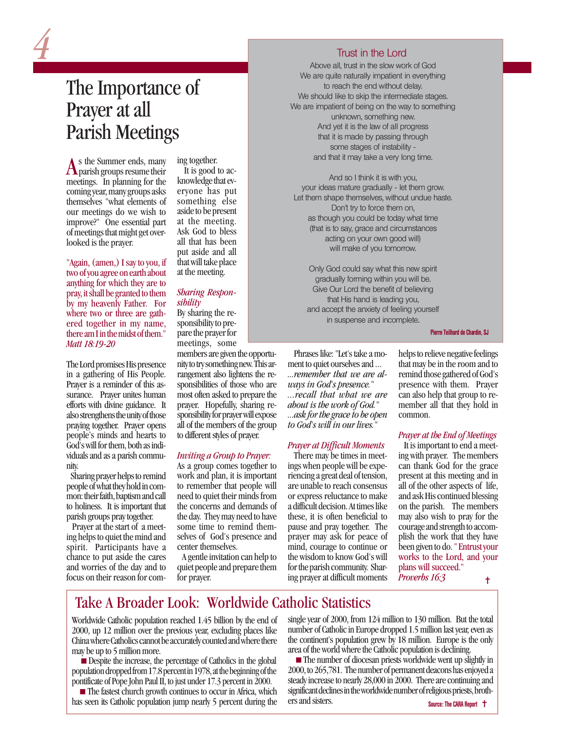# The Importance of Prayer at all Parish Meetings

As the Summer ends, many parish groups resume their meetings. In planning for the coming year, many groups asks themselves "what elements of our meetings do we wish to improve?" One essential part of meetings that might get overlooked is the prayer.

"Again, (amen,) I say to you, if two of you agree on earth about anything for which they are to pray, it shall be granted to them by my heavenly Father. For where two or three are gathered together in my name, there am I in the midst of them." *Matt 18:19-20*

The Lord promises His presence in a gathering of His People. Prayer is a reminder of this assurance. Prayer unites human efforts with divine guidance. It also strengthens the unity of those praying together. Prayer opens people's minds and hearts to God's will for them, both as individuals and as a parish community.

Sharing prayer helps to remind people of what they hold in common: their faith, baptism and call to holiness. It is important that parish groups pray together.

Prayer at the start of a meeting helps to quiet the mind and spirit. Participants have a chance to put aside the cares and worries of the day and to focus on their reason for coming together.

It is good to acknowledge that everyone has put something else aside to be present at the meeting. Ask God to bless all that has been put aside and all that will take place at the meeting.

### *Sharing Responsibility*

By sharing the responsibility to prepare the prayer for meetings, some members are given the opportunity to try something new. This arrangement also lightens the responsibilities of those who are most often asked to prepare the prayer. Hopefully, sharing responsibility for prayer will expose all of the members of the group to different styles of prayer.

### *Inviting a Group to Prayer:*

As a group comes together to work and plan, it is important to remember that people will need to quiet their minds from the concerns and demands of the day. They may need to have some time to remind themselves of God's presence and center themselves.

A gentle invitation can help to quiet people and prepare them for prayer.

Phrases like: "Let's take a moment to quiet ourselves and ... *...remember that we are always in God's presence.*" *...recall that what we are about is the work of God.*" *...ask for the grace to be open to God's will in our lives.*"

### *Prayer at Difficult Moments*

There may be times in meetings when people will be experiencing a great deal of tension, are unable to reach consensus or express reluctance to make a difficult decision. At times like these, it is often beneficial to pause and pray together. The prayer may ask for peace of mind, courage to continue or the wisdom to know God's will for the parish community. Sharing prayer at difficult moments helps to relieve negative feelings that may be in the room and to remind those gathered of God's presence with them. Prayer can also help that group to remember all that they hold in common.

### *Prayer at the End of Meetings*

It is important to end a meeting with prayer. The members can thank God for the grace present at this meeting and in all of the other aspects of life, and ask His continued blessing on the parish. The members may also wish to pray for the courage and strength to accomplish the work that they have been given to do. "Entrust your works to the Lord, and your plans will succeed." *Proverbs 16:3* †

## Trust in the Lord

Above all, trust in the slow work of God  
We are quite naturally impatient in everything  
to reach the end without delay.  
We should like to skip the intermediate stages.  
We are impatient of being on the way to something  
unknown, something new.  
And yet it is the law of all progress  
that it is made by passing through  
some stages of instability -  
and that it may take a very long time.

And so I think it is with you,  
your ideas mature gradually - let them grow.  
Let them shape themselves, without undue haste.  
Don't try to force them on,  
as though you could be today what time  
(that is to say, grace and circumstances  
acting on your own good will)  
will make of you tomorrow.

Only God could say what this new spirit  
gradually forming within you will be.  
Give Our Lord the benefit of believing  
that His hand is leading you,  
and accept the anxiety of feeling yourself  
in suspense and incomplete.

**Pierre Teilhard de Chardin, SJ**

## Take A Broader Look: Worldwide Catholic Statistics

Worldwide Catholic population reached 1.45 billion by the end of 2000, up 12 million over the previous year, excluding places like China where Catholics cannot be accurately counted and where there may be up to 5 million more.

- Despite the increase, the percentage of Catholics in the global population dropped from 17.8 percent in 1978, at the beginning of the pontificate of Pope John Paul II, to just under 17.3 percent in 2000.
- The fastest church growth continues to occur in Africa, which has seen its Catholic population jump nearly 5 percent during the single year of 2000, from 124 million to 130 million. But the total number of Catholic in Europe dropped 1.5 million last year, even as the continent's population grew by 18 million. Europe is the only area of the world where the Catholic population is declining.
- The number of diocesan priests worldwide went up slightly in 2000, to 265,781. The number of permanent deacons has enjoyed a steady increase to nearly 28,000 in 2000. There are continuing and significant declines in the worldwide number of religious priests, brothers and sisters.

**Source: The CARA Report** †